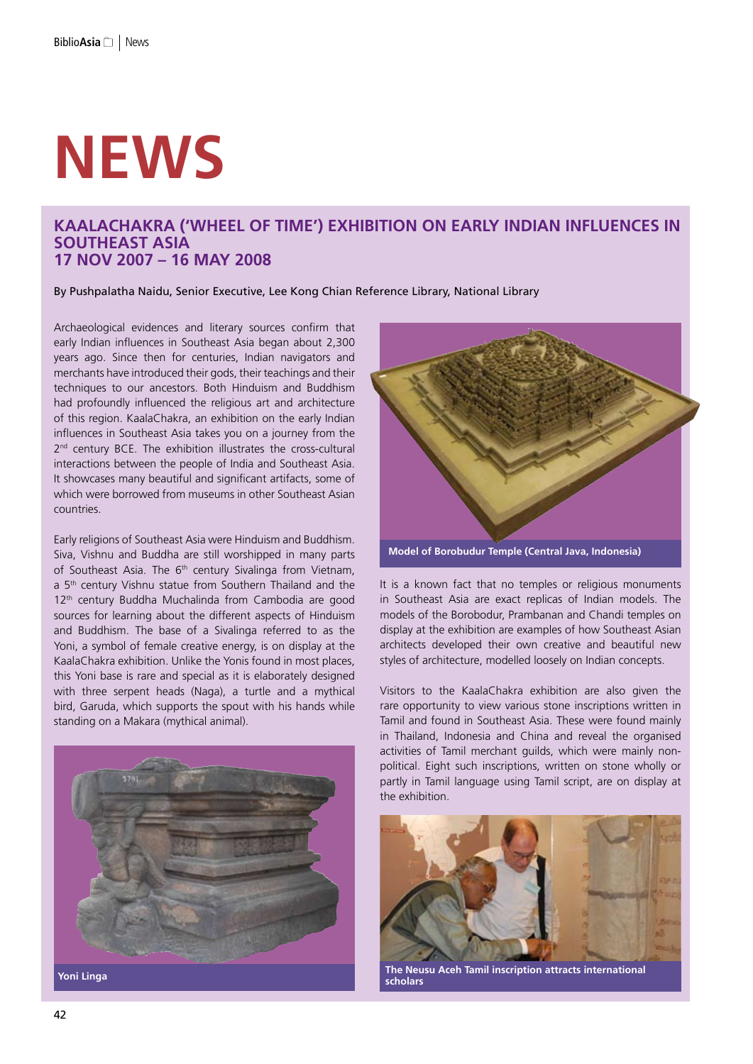# NEWS

## KAALACHAKRA ('WHEEL OF TIME') EXHIBITION ON EARLY INDIAN INFLUENCES IN SOUTHEAST ASIA 17 NOV 2007 – 16 MAY 2008

By Pushpalatha Naidu, Senior Executive, Lee Kong Chian Reference Library, National Library

Archaeological evidences and literary sources confirm that early Indian influences in Southeast Asia began about 2,300 years ago. Since then for centuries, Indian navigators and merchants have introduced their gods, their teachings and their techniques to our ancestors. Both Hinduism and Buddhism had profoundly influenced the religious art and architecture of this region. KaalaChakra, an exhibition on the early Indian influences in Southeast Asia takes you on a journey from the 2nd century BCE. The exhibition illustrates the cross-cultural interactions between the people of India and Southeast Asia. It showcases many beautiful and significant artifacts, some of which were borrowed from museums in other Southeast Asian countries.

Early religions of Southeast Asia were Hinduism and Buddhism. Siva, Vishnu and Buddha are still worshipped in many parts of Southeast Asia. The 6th century Sivalinga from Vietnam, a 5th century Vishnu statue from Southern Thailand and the 12th century Buddha Muchalinda from Cambodia are good sources for learning about the different aspects of Hinduism and Buddhism. The base of a Sivalinga referred to as the Yoni, a symbol of female creative energy, is on display at the KaalaChakra exhibition. Unlike the Yonis found in most places, this Yoni base is rare and special as it is elaborately designed with three serpent heads (Naga), a turtle and a mythical bird, Garuda, which supports the spout with his hands while standing on a Makara (mythical animal).

Yoni Linga

Model of Borobudur Temple (Central Java, Indonesia)

It is a known fact that no temples or religious monuments in Southeast Asia are exact replicas of Indian models. The models of the Borobudur, Prambanan and Chandi temples on display at the exhibition are examples of how Southeast Asian architects developed their own creative and beautiful new styles of architecture, modelled loosely on Indian concepts.

Visitors to the KaalaChakra exhibition are also given the rare opportunity to view various stone inscriptions written in Tamil and found in Southeast Asia. These were found mainly in Thailand, Indonesia and China and reveal the organised activities of Tamil merchant guilds, which were mainly non-political. Eight such inscriptions, written on stone wholly or partly in Tamil language using Tamil script, are on display at the exhibition.

The Neusu Aceh Tamil inscription attracts international scholars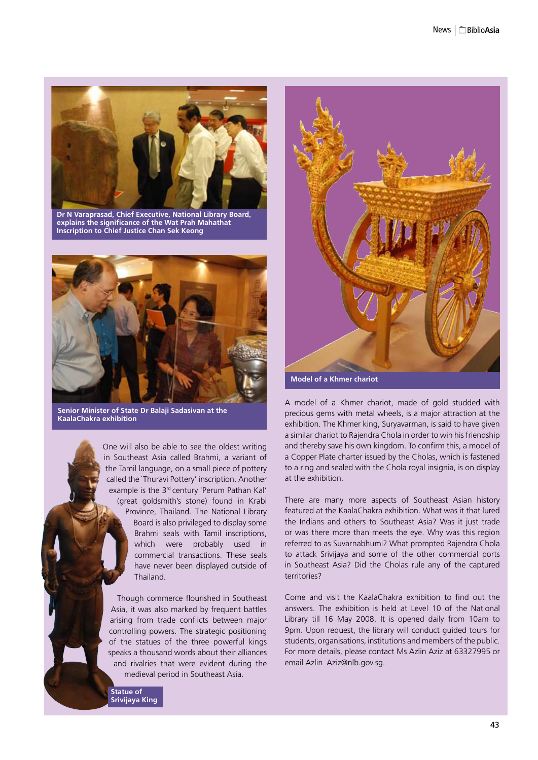Dr N Varaprasad, Chief Executive, National Library Board, explains the significance of the Wat Prah Mahathat Inscription to Chief Justice Chan Sek Keong

Senior Minister of State Dr Balaji Sadasivan at the KaalaChakra exhibition

One will also be able to see the oldest writing in Southeast Asia called Brahmi, a variant of the Tamil language, on a small piece of pottery called the `Thuravi Pottery' inscription. Another example is the 3rd century `Perum Pathan Kal' (great goldsmith's stone) found in Krabi Province, Thailand. The National Library Board is also privileged to display some Brahmi seals with Tamil inscriptions, which were probably used in commercial transactions. These seals have never been displayed outside of Thailand.

Though commerce flourished in Southeast Asia, it was also marked by frequent battles arising from trade conflicts between major controlling powers. The strategic positioning of the statues of the three powerful kings speaks a thousand words about their alliances and rivalries that were evident during the medieval period in Southeast Asia.

Statue of Srivijaya King

Model of a Khmer chariot

A model of a Khmer chariot, made of gold studded with precious gems with metal wheels, is a major attraction at the exhibition. The Khmer king, Suryavarman, is said to have given a similar chariot to Rajendra Chola in order to win his friendship and thereby save his own kingdom. To confirm this, a model of a Copper Plate charter issued by the Cholas, which is fastened to a ring and sealed with the Chola royal insignia, is on display at the exhibition.

There are many more aspects of Southeast Asian history featured at the KaalaChakra exhibition. What was it that lured the Indians and others to Southeast Asia? Was it just trade or was there more than meets the eye. Why was this region referred to as Suvarnabhumi? What prompted Rajendra Chola to attack Srivijaya and some of the other commercial ports in Southeast Asia? Did the Cholas rule any of the captured territories?

Come and visit the KaalaChakra exhibition to find out the answers. The exhibition is held at Level 10 of the National Library till 16 May 2008. It is opened daily from 10am to 9pm. Upon request, the library will conduct guided tours for students, organisations, institutions and members of the public. For more details, please contact Ms Azlin Aziz at 63327995 or email Azlin_Aziz@nlb.gov.sg.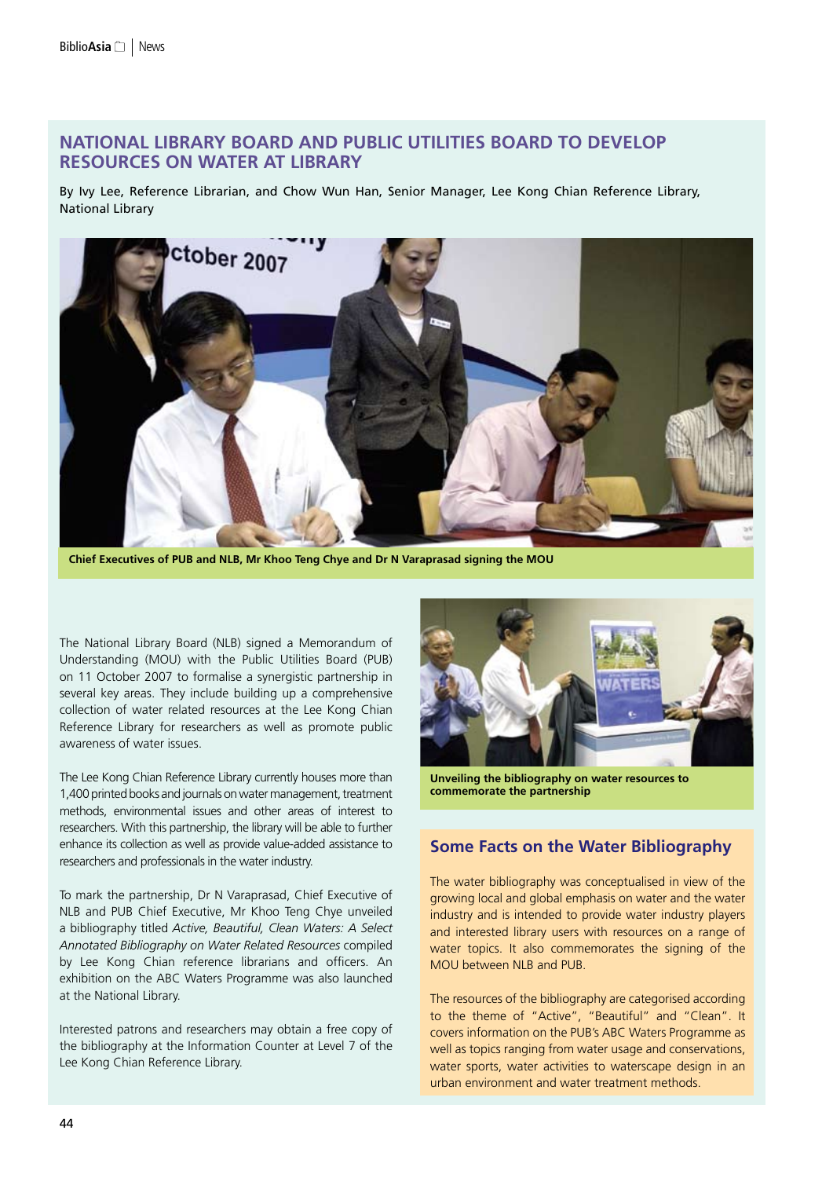## NATIONAL LIBRARY BOARD AND PUBLIC UTILITIES BOARD TO DEVELOP RESOURCES ON WATER AT LIBRARY

By Ivy Lee, Reference Librarian, and Chow Wun Han, Senior Manager, Lee Kong Chian Reference Library, National Library

**Chief Executives of PUB and NLB, Mr Khoo Teng Chye and Dr N Varaprasad signing the MOU**

The National Library Board (NLB) signed a Memorandum of Understanding (MOU) with the Public Utilities Board (PUB) on 11 October 2007 to formalise a synergistic partnership in several key areas. They include building up a comprehensive collection of water related resources at the Lee Kong Chian Reference Library for researchers as well as promote public awareness of water issues.

The Lee Kong Chian Reference Library currently houses more than 1,400 printed books and journals on water management, treatment methods, environmental issues and other areas of interest to researchers. With this partnership, the library will be able to further enhance its collection as well as provide value-added assistance to researchers and professionals in the water industry.

To mark the partnership, Dr N Varaprasad, Chief Executive of NLB and PUB Chief Executive, Mr Khoo Teng Chye unveiled a bibliography titled *Active, Beautiful, Clean Waters: A Select Annotated Bibliography on Water Related Resources* compiled by Lee Kong Chian reference librarians and officers. An exhibition on the ABC Waters Programme was also launched at the National Library.

Interested patrons and researchers may obtain a free copy of the bibliography at the Information Counter at Level 7 of the Lee Kong Chian Reference Library.

**Unveiling the bibliography on water resources to commemorate the partnership**

### Some Facts on the Water Bibliography

The water bibliography was conceptualised in view of the growing local and global emphasis on water and the water industry and is intended to provide water industry players and interested library users with resources on a range of water topics. It also commemorates the signing of the MOU between NLB and PUB.

The resources of the bibliography are categorised according to the theme of "Active", "Beautiful" and "Clean". It covers information on the PUB's ABC Waters Programme as well as topics ranging from water usage and conservations, water sports, water activities to waterscape design in an urban environment and water treatment methods.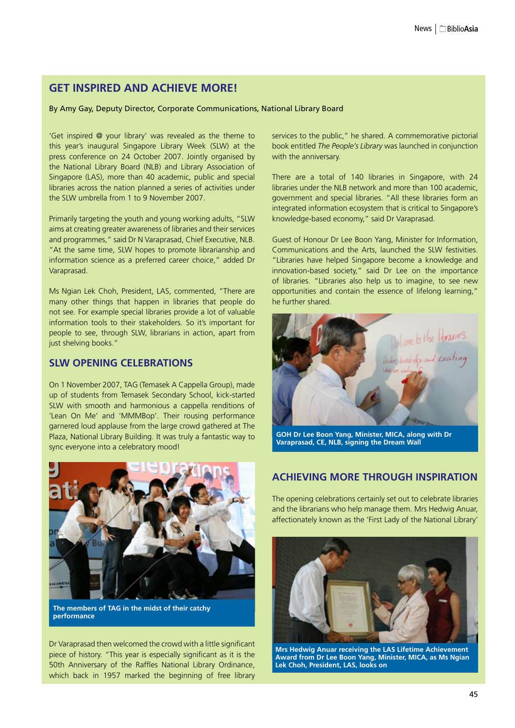## GET INSPIRED AND ACHIEVE MORE!

By Amy Gay, Deputy Director, Corporate Communications, National Library Board

'Get inspired @ your library' was revealed as the theme to this year's inaugural Singapore Library Week (SLW) at the press conference on 24 October 2007. Jointly organised by the National Library Board (NLB) and Library Association of Singapore (LAS), more than 40 academic, public and special libraries across the nation planned a series of activities under the SLW umbrella from 1 to 9 November 2007.

Primarily targeting the youth and young working adults, "SLW aims at creating greater awareness of libraries and their services and programmes," said Dr N Varaprasad, Chief Executive, NLB. "At the same time, SLW hopes to promote librarianship and information science as a preferred career choice," added Dr Varaprasad.

Ms Ngian Lek Choh, President, LAS, commented, "There are many other things that happen in libraries that people do not see. For example special libraries provide a lot of valuable information tools to their stakeholders. So it's important for people to see, through SLW, librarians in action, apart from just shelving books."

### SLW OPENING CELEBRATIONS

On 1 November 2007, TAG (Temasek A Cappella Group), made up of students from Temasek Secondary School, kick-started SLW with smooth and harmonious a cappella renditions of 'Lean On Me' and 'MMMBop'. Their rousing performance garnered loud applause from the large crowd gathered at The Plaza, National Library Building. It was truly a fantastic way to sync everyone into a celebratory mood!

The members of TAG in the midst of their catchy performance

Dr Varaprasad then welcomed the crowd with a little significant piece of history. "This year is especially significant as it is the 50th Anniversary of the Raffles National Library Ordinance, which back in 1957 marked the beginning of free library services to the public," he shared. A commemorative pictorial book entitled *The People's Library* was launched in conjunction with the anniversary.

There are a total of 140 libraries in Singapore, with 24 libraries under the NLB network and more than 100 academic, government and special libraries. "All these libraries form an integrated information ecosystem that is critical to Singapore's knowledge-based economy," said Dr Varaprasad.

Guest of Honour Dr Lee Boon Yang, Minister for Information, Communications and the Arts, launched the SLW festivities. "Libraries have helped Singapore become a knowledge and innovation-based society," said Dr Lee on the importance of libraries. "Libraries also help us to imagine, to see new opportunities and contain the essence of lifelong learning," he further shared.

GOH Dr Lee Boon Yang, Minister, MICA, along with Dr Varaprasad, CE, NLB, signing the Dream Wall

### ACHIEVING MORE THROUGH INSPIRATION

The opening celebrations certainly set out to celebrate libraries and the librarians who help manage them. Mrs Hedwig Anuar, affectionately known as the 'First Lady of the National Library'

Mrs Hedwig Anuar receiving the LAS Lifetime Achievement Award from Dr Lee Boon Yang, Minister, MICA, as Ms Ngian Lek Choh, President, LAS, looks on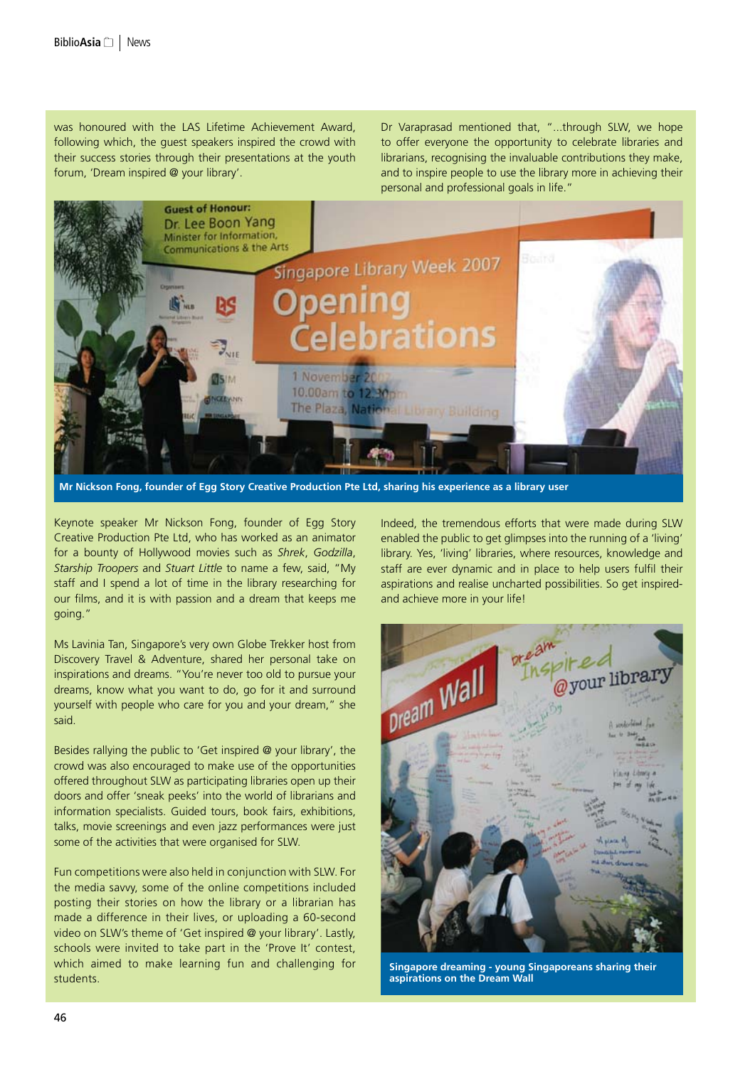was honoured with the LAS Lifetime Achievement Award, following which, the guest speakers inspired the crowd with their success stories through their presentations at the youth forum, 'Dream inspired @ your library'.

Dr Varaprasad mentioned that, "...through SLW, we hope to offer everyone the opportunity to celebrate libraries and librarians, recognising the invaluable contributions they make, and to inspire people to use the library more in achieving their personal and professional goals in life."

**Mr Nickson Fong, founder of Egg Story Creative Production Pte Ltd, sharing his experience as a library user**

Keynote speaker Mr Nickson Fong, founder of Egg Story Creative Production Pte Ltd, who has worked as an animator for a bounty of Hollywood movies such as *Shrek*, *Godzilla*, *Starship Troopers* and *Stuart Little* to name a few, said, "My staff and I spend a lot of time in the library researching for our films, and it is with passion and a dream that keeps me going."

Ms Lavinia Tan, Singapore's very own Globe Trekker host from Discovery Travel & Adventure, shared her personal take on inspirations and dreams. "You're never too old to pursue your dreams, know what you want to do, go for it and surround yourself with people who care for you and your dream," she said.

Besides rallying the public to 'Get inspired @ your library', the crowd was also encouraged to make use of the opportunities offered throughout SLW as participating libraries open up their doors and offer 'sneak peeks' into the world of librarians and information specialists. Guided tours, book fairs, exhibitions, talks, movie screenings and even jazz performances were just some of the activities that were organised for SLW.

Fun competitions were also held in conjunction with SLW. For the media savvy, some of the online competitions included posting their stories on how the library or a librarian has made a difference in their lives, or uploading a 60-second video on SLW's theme of 'Get inspired @ your library'. Lastly, schools were invited to take part in the 'Prove It' contest, which aimed to make learning fun and challenging for students.

Indeed, the tremendous efforts that were made during SLW enabled the public to get glimpses into the running of a 'living' library. Yes, 'living' libraries, where resources, knowledge and staff are ever dynamic and in place to help users fulfil their aspirations and realise uncharted possibilities. So get inspired- and achieve more in your life!

**Singapore dreaming - young Singaporeans sharing their aspirations on the Dream Wall**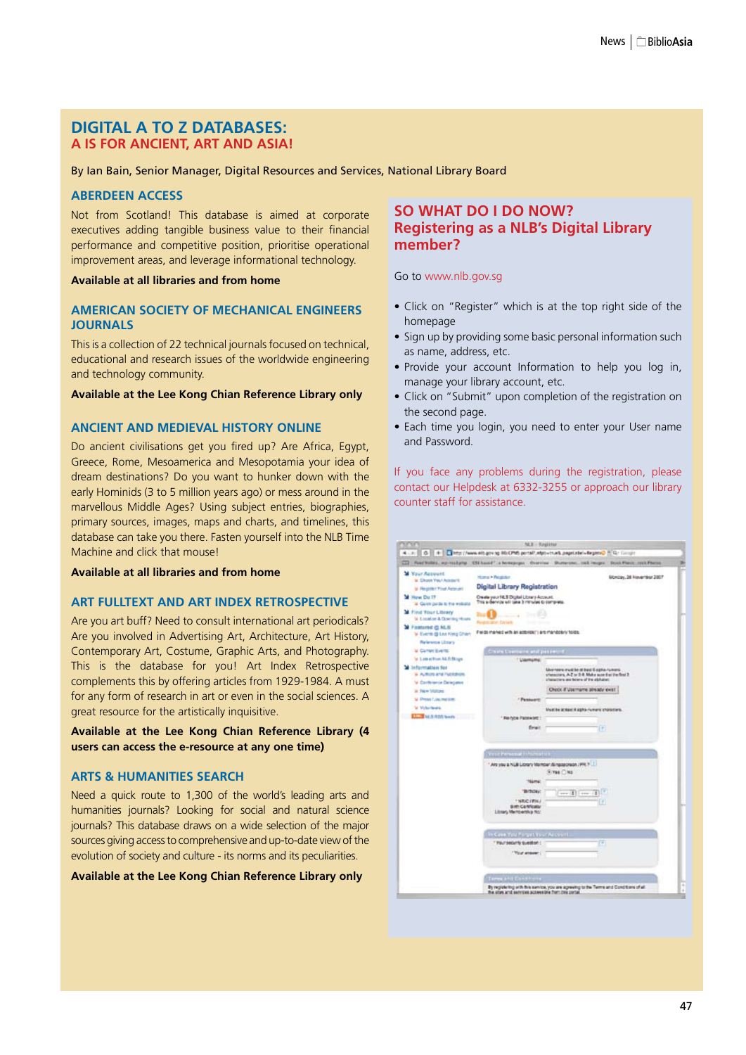# DIGITAL A TO Z DATABASES:
## A IS FOR ANCIENT, ART AND ASIA!

By Ian Bain, Senior Manager, Digital Resources and Services, National Library Board

### ABERDEEN ACCESS

Not from Scotland! This database is aimed at corporate executives adding tangible business value to their financial performance and competitive position, prioritise operational improvement areas, and leverage informational technology.

**Available at all libraries and from home**

### AMERICAN SOCIETY OF MECHANICAL ENGINEERS JOURNALS

This is a collection of 22 technical journals focused on technical, educational and research issues of the worldwide engineering and technology community.

**Available at the Lee Kong Chian Reference Library only**

### ANCIENT AND MEDIEVAL HISTORY ONLINE

Do ancient civilisations get you fired up? Are Africa, Egypt, Greece, Rome, Mesoamerica and Mesopotamia your idea of dream destinations? Do you want to hunker down with the early Hominids (3 to 5 million years ago) or mess around in the marvellous Middle Ages? Using subject entries, biographies, primary sources, images, maps and charts, and timelines, this database can take you there. Fasten yourself into the NLB Time Machine and click that mouse!

**Available at all libraries and from home**

### ART FULLTEXT AND ART INDEX RETROSPECTIVE

Are you art buff? Need to consult international art periodicals? Are you involved in Advertising Art, Architecture, Art History, Contemporary Art, Costume, Graphic Arts, and Photography. This is the database for you! Art Index Retrospective complements this by offering articles from 1929-1984. A must for any form of research in art or even in the social sciences. A great resource for the artistically inquisitive.

**Available at the Lee Kong Chian Reference Library (4 users can access the e-resource at any one time)**

### ARTS & HUMANITIES SEARCH

Need a quick route to 1,300 of the world's leading arts and humanities journals? Looking for social and natural science journals? This database draws on a wide selection of the major sources giving access to comprehensive and up-to-date view of the evolution of society and culture - its norms and its peculiarities.

**Available at the Lee Kong Chian Reference Library only**

## SO WHAT DO I DO NOW? Registering as a NLB's Digital Library member?

Go to www.nlb.gov.sg

- Click on "Register" which is at the top right side of the homepage
- Sign up by providing some basic personal information such as name, address, etc.
- Provide your account Information to help you log in, manage your library account, etc.
- Click on "Submit" upon completion of the registration on the second page.
- Each time you login, you need to enter your User name and Password.

If you face any problems during the registration, please contact our Helpdesk at 6332-3255 or approach our library counter staff for assistance.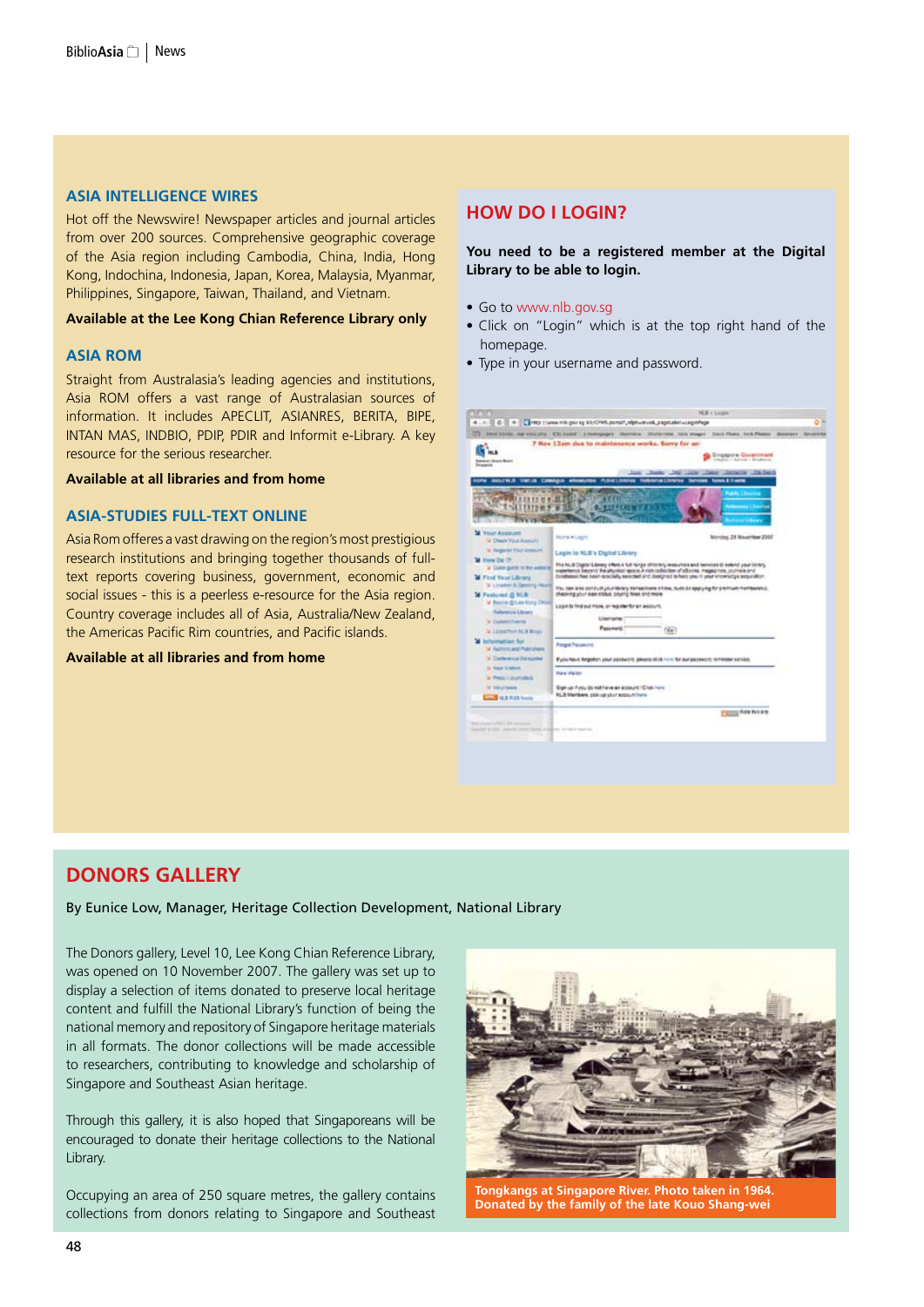## ASIA INTELLIGENCE WIRES

Hot off the Newswire! Newspaper articles and journal articles from over 200 sources. Comprehensive geographic coverage of the Asia region including Cambodia, China, India, Hong Kong, Indochina, Indonesia, Japan, Korea, Malaysia, Myanmar, Philippines, Singapore, Taiwan, Thailand, and Vietnam.

**Available at the Lee Kong Chian Reference Library only**

## ASIA ROM

Straight from Australasia's leading agencies and institutions, Asia ROM offers a vast range of Australasian sources of information. It includes APECLIT, ASIANRES, BERITA, BIPE, INTAN MAS, INDBIO, PDIP, PDIR and Informit e-Library. A key resource for the serious researcher.

**Available at all libraries and from home**

## ASIA-STUDIES FULL-TEXT ONLINE

Asia Rom offeres a vast drawing on the region's most prestigious research institutions and bringing together thousands of full-text reports covering business, government, economic and social issues - this is a peerless e-resource for the Asia region. Country coverage includes all of Asia, Australia/New Zealand, the Americas Pacific Rim countries, and Pacific islands.

**Available at all libraries and from home**

## HOW DO I LOGIN?

**You need to be a registered member at the Digital Library to be able to login.**

- Go to www.nlb.gov.sg
- Click on "Login" which is at the top right hand of the homepage.
- Type in your username and password.

# DONORS GALLERY

**By Eunice Low, Manager, Heritage Collection Development, National Library**

The Donors gallery, Level 10, Lee Kong Chian Reference Library, was opened on 10 November 2007. The gallery was set up to display a selection of items donated to preserve local heritage content and fulfill the National Library's function of being the national memory and repository of Singapore heritage materials in all formats. The donor collections will be made accessible to researchers, contributing to knowledge and scholarship of Singapore and Southeast Asian heritage.

Through this gallery, it is also hoped that Singaporeans will be encouraged to donate their heritage collections to the National Library.

Occupying an area of 250 square metres, the gallery contains collections from donors relating to Singapore and Southeast

**Tongkangs at Singapore River. Photo taken in 1964. Donated by the family of the late Kouo Shang-wei**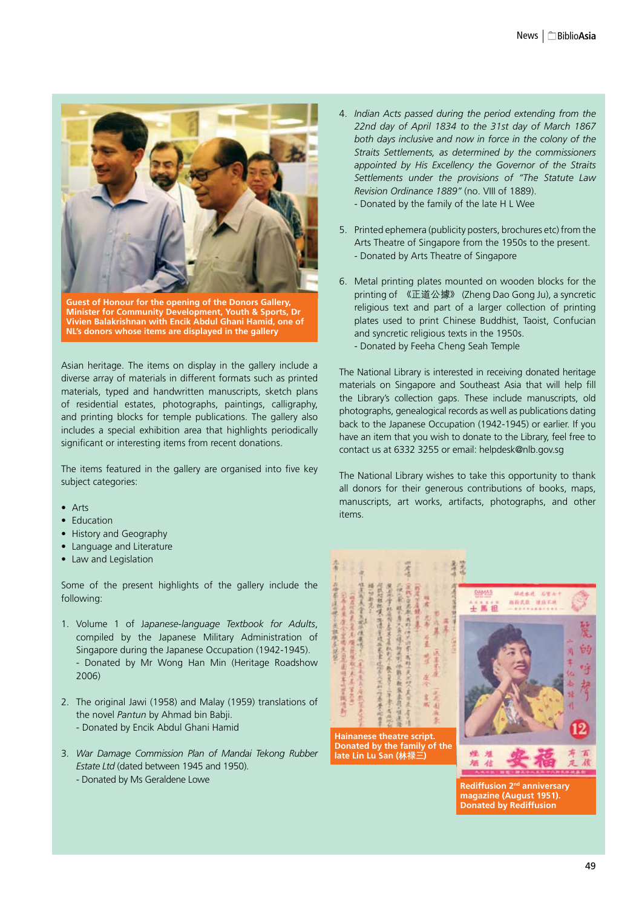Guest of Honour for the opening of the Donors Gallery, Minister for Community Development, Youth & Sports, Dr Vivien Balakrishnan with Encik Abdul Ghani Hamid, one of NL's donors whose items are displayed in the gallery

Asian heritage. The items on display in the gallery include a diverse array of materials in different formats such as printed materials, typed and handwritten manuscripts, sketch plans of residential estates, photographs, paintings, calligraphy, and printing blocks for temple publications. The gallery also includes a special exhibition area that highlights periodically significant or interesting items from recent donations.

The items featured in the gallery are organised into five key subject categories:

- Arts
- Education
- History and Geography
- Language and Literature
- Law and Legislation

Some of the present highlights of the gallery include the following:

1. Volume 1 of *Japanese-language Textbook for Adults*, compiled by the Japanese Military Administration of Singapore during the Japanese Occupation (1942-1945).
   - Donated by Mr Wong Han Min (Heritage Roadshow 2006)

2. The original Jawi (1958) and Malay (1959) translations of the novel *Pantun* by Ahmad bin Babji.
   - Donated by Encik Abdul Ghani Hamid

3. *War Damage Commission Plan of Mandai Tekong Rubber Estate Ltd* (dated between 1945 and 1950).
   - Donated by Ms Geraldene Lowe

4. *Indian Acts passed during the period extending from the 22nd day of April 1834 to the 31st day of March 1867 both days inclusive and now in force in the colony of the Straits Settlements, as determined by the commissioners appointed by His Excellency the Governor of the Straits Settlements under the provisions of "The Statute Law Revision Ordinance 1889"* (no. VIII of 1889).
   - Donated by the family of the late H L Wee

5. Printed ephemera (publicity posters, brochures etc) from the Arts Theatre of Singapore from the 1950s to the present.
   - Donated by Arts Theatre of Singapore

6. Metal printing plates mounted on wooden blocks for the printing of 《正道公據》 (Zheng Dao Gong Ju), a syncretic religious text and part of a larger collection of printing plates used to print Chinese Buddhist, Taoist, Confucian and syncretic religious texts in the 1950s.
   - Donated by Feeha Cheng Seah Temple

The National Library is interested in receiving donated heritage materials on Singapore and Southeast Asia that will help fill the Library's collection gaps. These include manuscripts, old photographs, genealogical records as well as publications dating back to the Japanese Occupation (1942-1945) or earlier. If you have an item that you wish to donate to the Library, feel free to contact us at 6332 3255 or email: helpdesk@nlb.gov.sg

The National Library wishes to take this opportunity to thank all donors for their generous contributions of books, maps, manuscripts, art works, artifacts, photographs, and other items.

Hainanese theatre script. Donated by the family of the late Lin Lu San (林禄三)

Rediffusion 2nd anniversary magazine (August 1951). Donated by Rediffusion